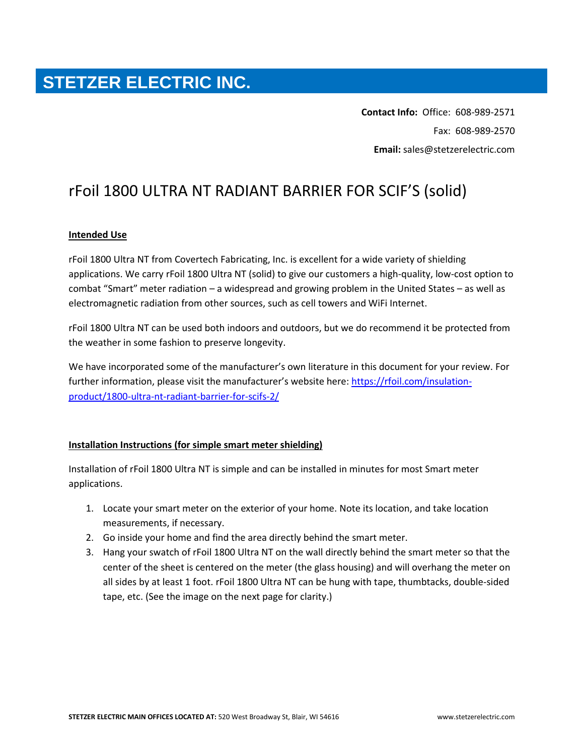# STETZER ELECTRIC INC.

**Contact Info:** Office: 608-989-2571

Fax: 608-989-2570

**Email:** sales@stetzerelectric.com

## rFoil 1800 ULTRA NT RADIANT BARRIER FOR SCIF'S (solid)

### Intended Use

rFoil 1800 Ultra NT from Covertech Fabricating, Inc. is excellent for a wide variety of shielding applications. We carry rFoil 1800 Ultra NT (solid) to give our customers a high-quality, low-cost option to combat "Smart" meter radiation – a widespread and growing problem in the United States – as well as electromagnetic radiation from other sources, such as cell towers and WiFi Internet.

rFoil 1800 Ultra NT can be used both indoors and outdoors, but we do recommend it be protected from the weather in some fashion to preserve longevity.

We have incorporated some of the manufacturer's own literature in this document for your review. For further information, please visit the manufacturer's website here: [https://rfoil.com/insulation-product/1800-ultra-nt-radiant-barrier-for-scifs-2/](https://rfoil.com/insulation-product/1800-ultra-nt-radiant-barrier-for-scifs-2/)

### Installation Instructions (for simple smart meter shielding)

Installation of rFoil 1800 Ultra NT is simple and can be installed in minutes for most Smart meter applications.

1. Locate your smart meter on the exterior of your home. Note its location, and take location measurements, if necessary.
2. Go inside your home and find the area directly behind the smart meter.
3. Hang your swatch of rFoil 1800 Ultra NT on the wall directly behind the smart meter so that the center of the sheet is centered on the meter (the glass housing) and will overhang the meter on all sides by at least 1 foot. rFoil 1800 Ultra NT can be hung with tape, thumbtacks, double-sided tape, etc. (See the image on the next page for clarity.)

**STETZER ELECTRIC MAIN OFFICES LOCATED AT:** 520 West Broadway St, Blair, WI 54616 www.stetzerelectric.com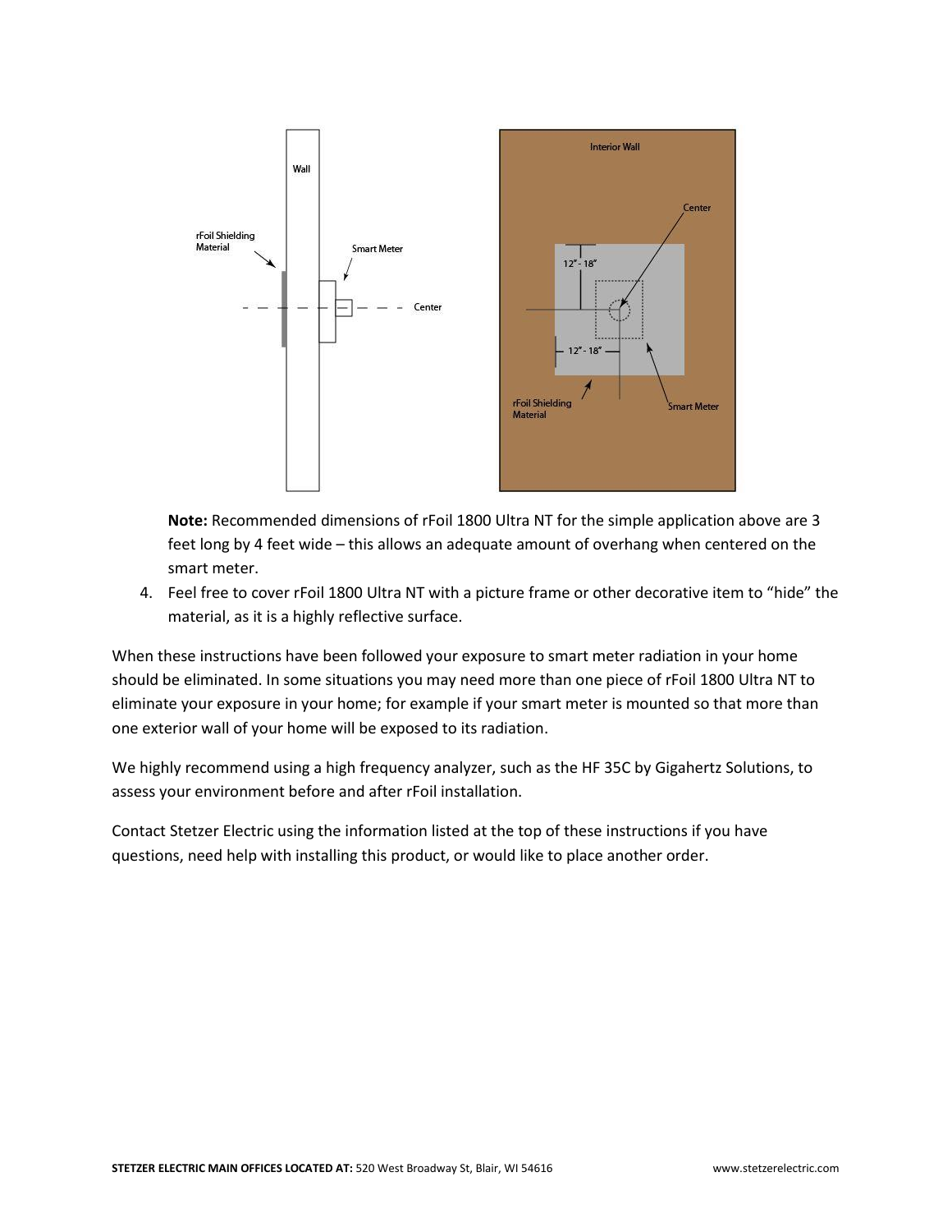Wall

rFoil Shielding Material

Smart Meter

Center

Interior Wall

Center

12" - 18"

12" - 18"

rFoil Shielding Material

Smart Meter

**Note:** Recommended dimensions of rFoil 1800 Ultra NT for the simple application above are 3 feet long by 4 feet wide – this allows an adequate amount of overhang when centered on the smart meter.

4. Feel free to cover rFoil 1800 Ultra NT with a picture frame or other decorative item to "hide" the material, as it is a highly reflective surface.

When these instructions have been followed your exposure to smart meter radiation in your home should be eliminated. In some situations you may need more than one piece of rFoil 1800 Ultra NT to eliminate your exposure in your home; for example if your smart meter is mounted so that more than one exterior wall of your home will be exposed to its radiation.

We highly recommend using a high frequency analyzer, such as the HF 35C by Gigahertz Solutions, to assess your environment before and after rFoil installation.

Contact Stetzer Electric using the information listed at the top of these instructions if you have questions, need help with installing this product, or would like to place another order.